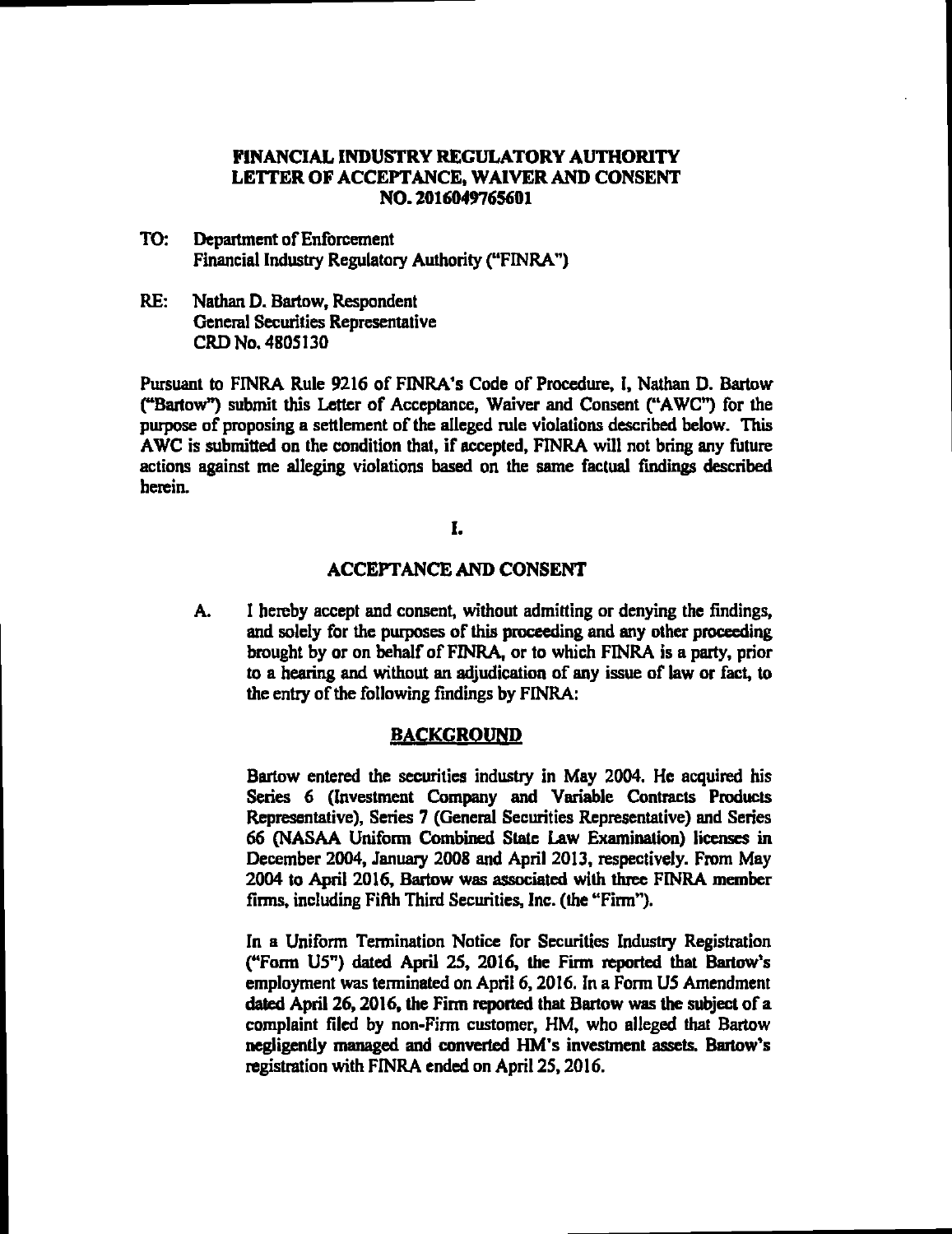# FINANCIAL INDUSTRY REGULATORY AUTHORITY
# LETTER OF ACCEPTANCE, WAIVER AND CONSENT
# NO. 2016049765601

TO: Department of Enforcement
Financial Industry Regulatory Authority ("FINRA")

RE: Nathan D. Bartow, Respondent
General Securities Representative
CRD No. 4805130

Pursuant to FINRA Rule 9216 of FINRA's Code of Procedure, I, Nathan D. Bartow ("Bartow") submit this Letter of Acceptance, Waiver and Consent ("AWC") for the purpose of proposing a settlement of the alleged rule violations described below. This AWC is submitted on the condition that, if accepted, FINRA will not bring any future actions against me alleging violations based on the same factual findings described herein.

## I.

## ACCEPTANCE AND CONSENT

A. I hereby accept and consent, without admitting or denying the findings, and solely for the purposes of this proceeding and any other proceeding brought by or on behalf of FINRA, or to which FINRA is a party, prior to a hearing and without an adjudication of any issue of law or fact, to the entry of the following findings by FINRA:

### BACKGROUND

Bartow entered the securities industry in May 2004. He acquired his Series 6 (Investment Company and Variable Contracts Products Representative), Series 7 (General Securities Representative) and Series 66 (NASAA Uniform Combined State Law Examination) licenses in December 2004, January 2008 and April 2013, respectively. From May 2004 to April 2016, Bartow was associated with three FINRA member firms, including Fifth Third Securities, Inc. (the "Firm").

In a Uniform Termination Notice for Securities Industry Registration ("Form U5") dated April 25, 2016, the Firm reported that Bartow's employment was terminated on April 6, 2016. In a Form U5 Amendment dated April 26, 2016, the Firm reported that Bartow was the subject of a complaint filed by non-Firm customer, HM, who alleged that Bartow negligently managed and converted HM's investment assets. Bartow's registration with FINRA ended on April 25, 2016.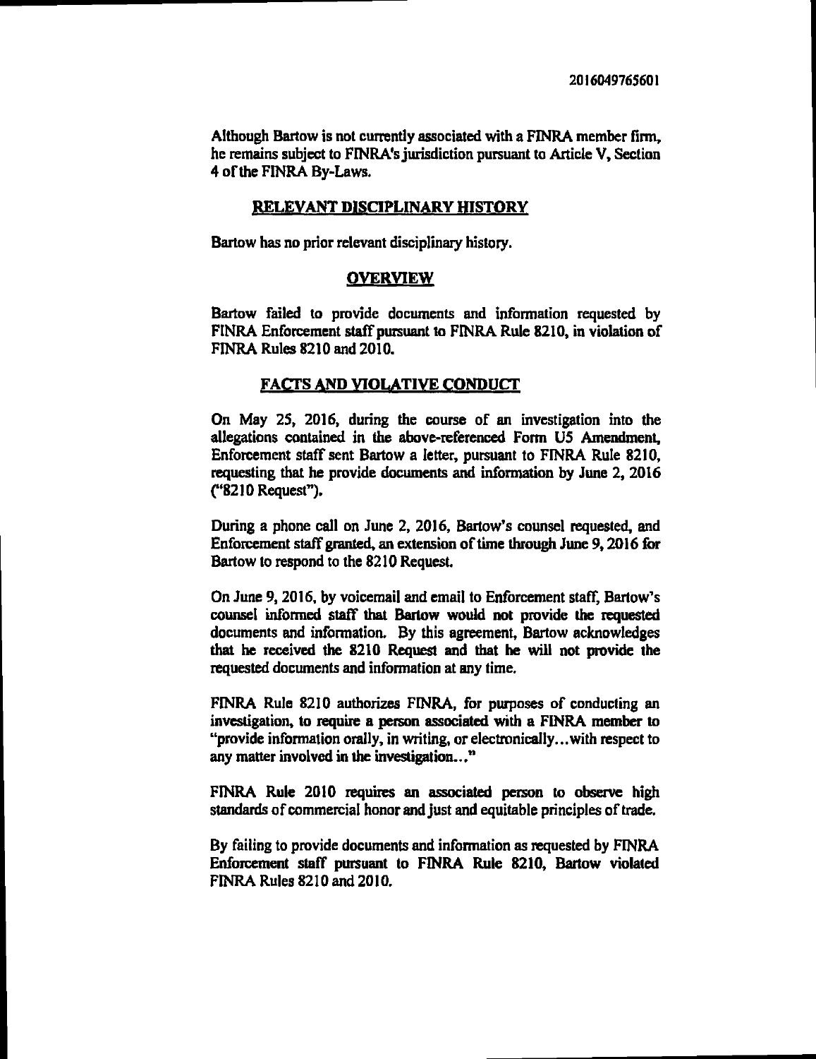Although Bartow is not currently associated with a FINRA member firm, he remains subject to FINRA's jurisdiction pursuant to Article V, Section 4 of the FINRA By-Laws.

## RELEVANT DISCIPLINARY HISTORY

Bartow has no prior relevant disciplinary history.

## OVERVIEW

Bartow failed to provide documents and information requested by FINRA Enforcement staff pursuant to FINRA Rule 8210, in violation of FINRA Rules 8210 and 2010.

## FACTS AND VIOLATIVE CONDUCT

On May 25, 2016, during the course of an investigation into the allegations contained in the above-referenced Form U5 Amendment, Enforcement staff sent Bartow a letter, pursuant to FINRA Rule 8210, requesting that he provide documents and information by June 2, 2016 ("8210 Request").

During a phone call on June 2, 2016, Bartow's counsel requested, and Enforcement staff granted, an extension of time through June 9, 2016 for Bartow to respond to the 8210 Request.

On June 9, 2016, by voicemail and email to Enforcement staff, Bartow's counsel informed staff that Bartow would not provide the requested documents and information. By this agreement, Bartow acknowledges that he received the 8210 Request and that he will not provide the requested documents and information at any time.

FINRA Rule 8210 authorizes FINRA, for purposes of conducting an investigation, to require a person associated with a FINRA member to "provide information orally, in writing, or electronically...with respect to any matter involved in the investigation..."

FINRA Rule 2010 requires an associated person to observe high standards of commercial honor and just and equitable principles of trade.

By failing to provide documents and information as requested by FINRA Enforcement staff pursuant to FINRA Rule 8210, Bartow violated FINRA Rules 8210 and 2010.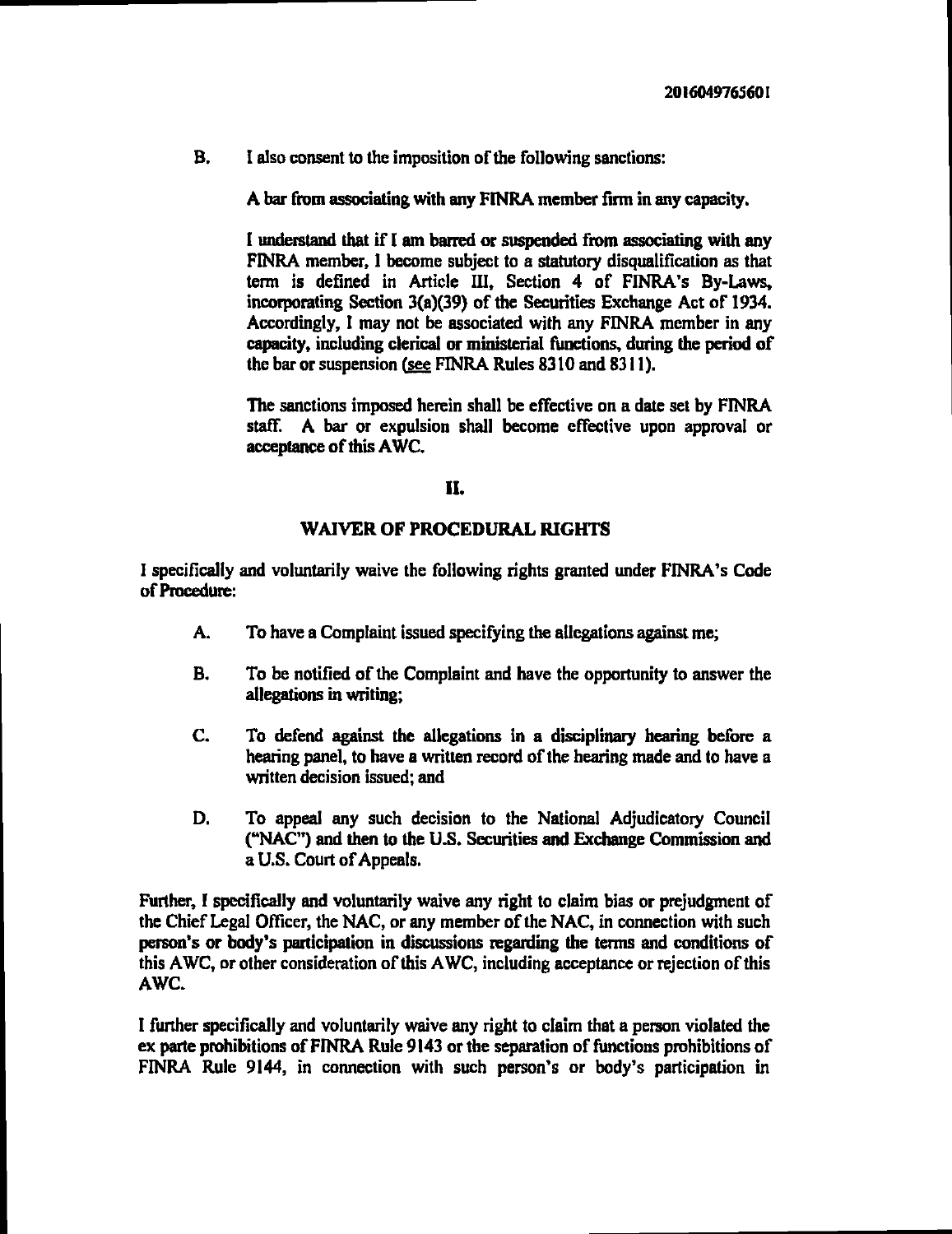B. I also consent to the imposition of the following sanctions:

A bar from associating with any FINRA member firm in any capacity.

I understand that if I am barred or suspended from associating with any FINRA member, I become subject to a statutory disqualification as that term is defined in Article III, Section 4 of FINRA's By-Laws, incorporating Section 3(a)(39) of the Securities Exchange Act of 1934. Accordingly, I may not be associated with any FINRA member in any capacity, including clerical or ministerial functions, during the period of the bar or suspension (see FINRA Rules 8310 and 8311).

The sanctions imposed herein shall be effective on a date set by FINRA staff. A bar or expulsion shall become effective upon approval or acceptance of this AWC.

## II.

## WAIVER OF PROCEDURAL RIGHTS

I specifically and voluntarily waive the following rights granted under FINRA's Code of Procedure:

A. To have a Complaint issued specifying the allegations against me;

B. To be notified of the Complaint and have the opportunity to answer the allegations in writing;

C. To defend against the allegations in a disciplinary hearing before a hearing panel, to have a written record of the hearing made and to have a written decision issued; and

D. To appeal any such decision to the National Adjudicatory Council ("NAC") and then to the U.S. Securities and Exchange Commission and a U.S. Court of Appeals.

Further, I specifically and voluntarily waive any right to claim bias or prejudgment of the Chief Legal Officer, the NAC, or any member of the NAC, in connection with such person's or body's participation in discussions regarding the terms and conditions of this AWC, or other consideration of this AWC, including acceptance or rejection of this AWC.

I further specifically and voluntarily waive any right to claim that a person violated the ex parte prohibitions of FINRA Rule 9143 or the separation of functions prohibitions of FINRA Rule 9144, in connection with such person's or body's participation in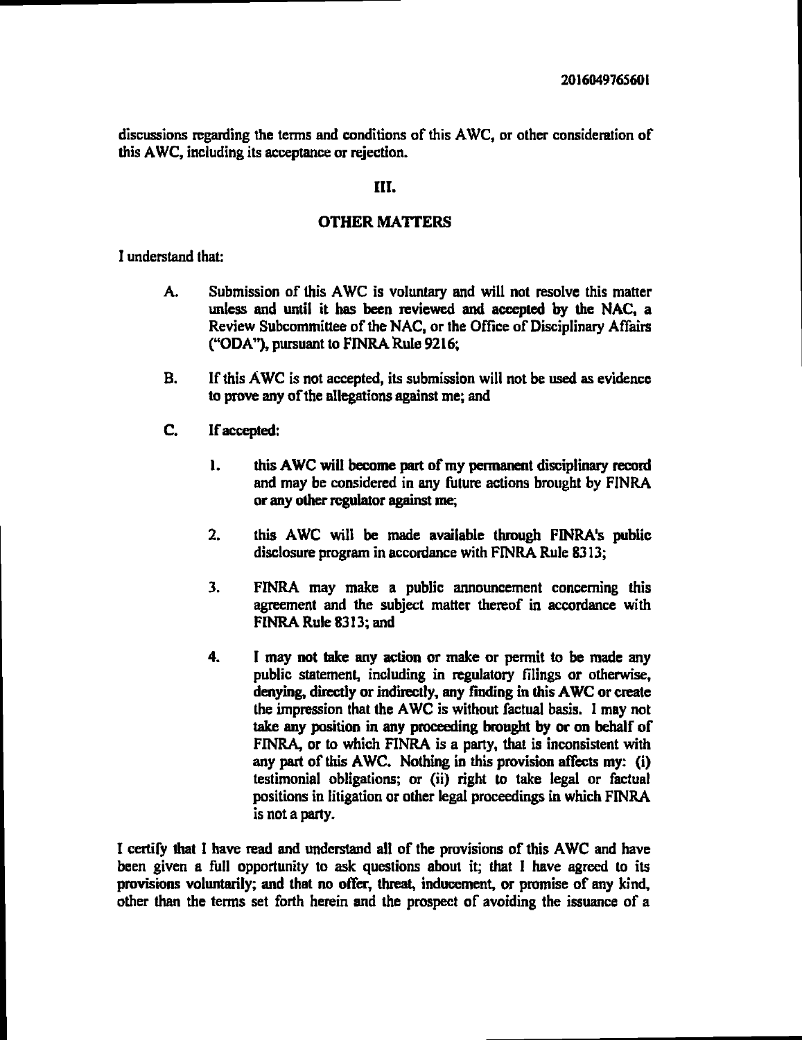discussions regarding the terms and conditions of this AWC, or other consideration of this AWC, including its acceptance or rejection.

## III.

## OTHER MATTERS

I understand that:

A. Submission of this AWC is voluntary and will not resolve this matter unless and until it has been reviewed and accepted by the NAC, a Review Subcommittee of the NAC, or the Office of Disciplinary Affairs ("ODA"), pursuant to FINRA Rule 9216;

B. If this AWC is not accepted, its submission will not be used as evidence to prove any of the allegations against me; and

C. If accepted:

1. this AWC will become part of my permanent disciplinary record and may be considered in any future actions brought by FINRA or any other regulator against me;

2. this AWC will be made available through FINRA's public disclosure program in accordance with FINRA Rule 8313;

3. FINRA may make a public announcement concerning this agreement and the subject matter thereof in accordance with FINRA Rule 8313; and

4. I may not take any action or make or permit to be made any public statement, including in regulatory filings or otherwise, denying, directly or indirectly, any finding in this AWC or create the impression that the AWC is without factual basis. I may not take any position in any proceeding brought by or on behalf of FINRA, or to which FINRA is a party, that is inconsistent with any part of this AWC. Nothing in this provision affects my: (i) testimonial obligations; or (ii) right to take legal or factual positions in litigation or other legal proceedings in which FINRA is not a party.

I certify that I have read and understand all of the provisions of this AWC and have been given a full opportunity to ask questions about it; that I have agreed to its provisions voluntarily; and that no offer, threat, inducement, or promise of any kind, other than the terms set forth herein and the prospect of avoiding the issuance of a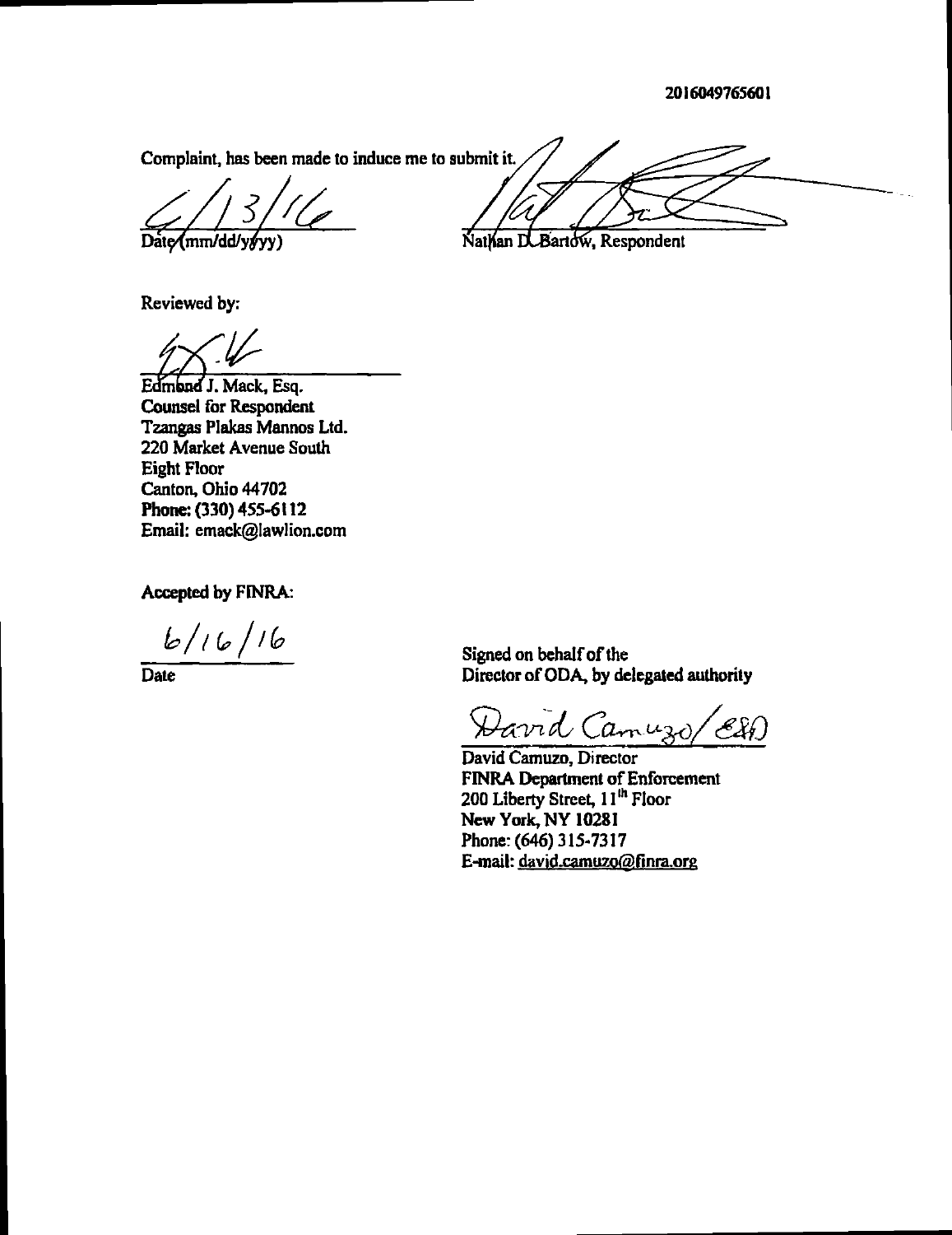2016049765601

Complaint, has been made to induce me to submit it.

6/13/16

Date (mm/dd/yyyy)

Nathan D. Bartow, Respondent

Reviewed by:

Edmond J. Mack, Esq.
Counsel for Respondent
Tzangas Plakas Mannos Ltd.
220 Market Avenue South
Eight Floor
Canton, Ohio 44702
Phone: (330) 455-6112
Email: emack@lawlion.com

Accepted by FINRA:

6/16/16

Date

Signed on behalf of the
Director of ODA, by delegated authority

David Camuzo, Director
FINRA Department of Enforcement
200 Liberty Street, 11th Floor
New York, NY 10281
Phone: (646) 315-7317
E-mail: david.camuzo@finra.org